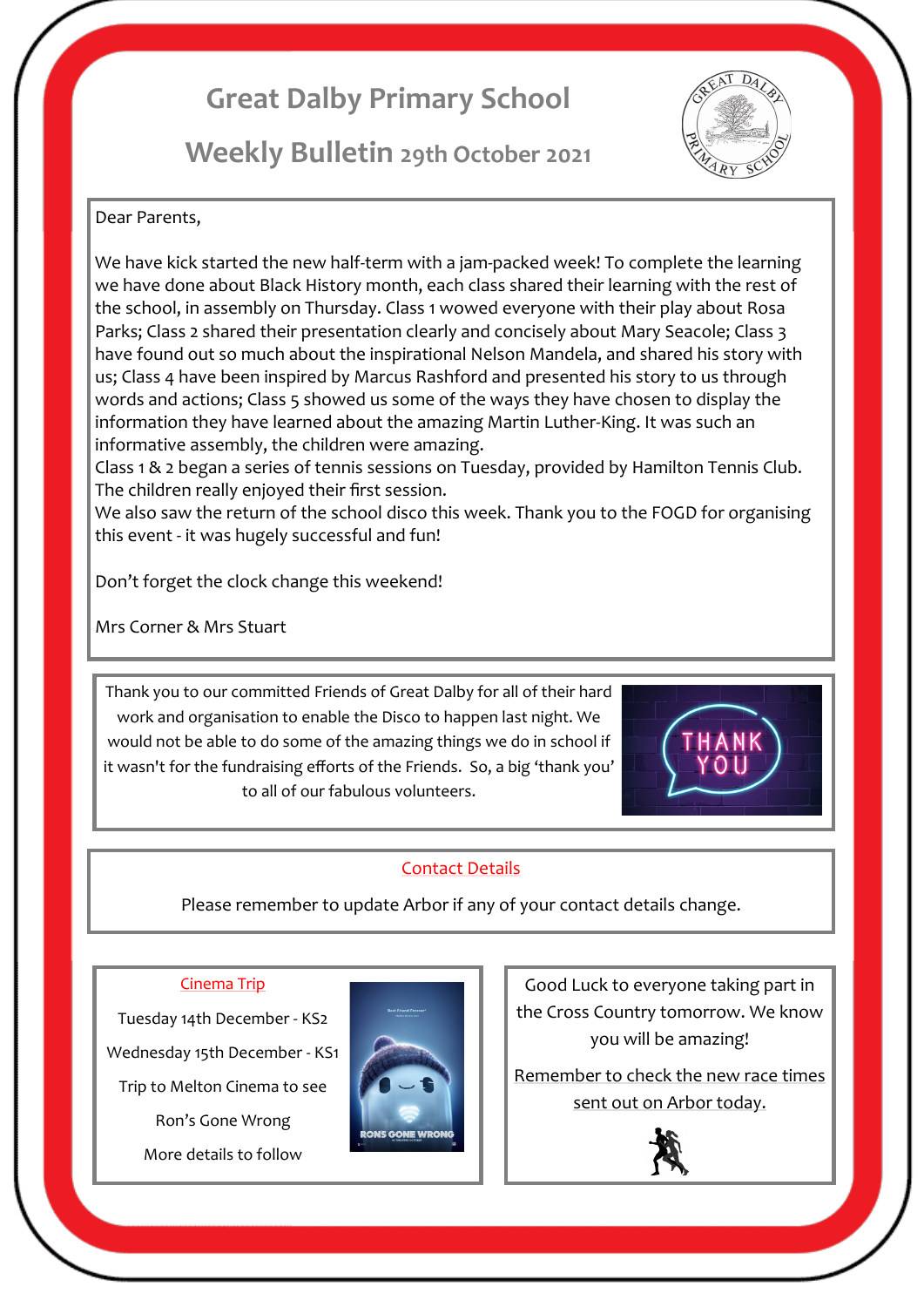# Great Dalby Primary School

## Weekly Bulletin 29th October 2021

Dear Parents,

We have kick started the new half-term with a jam-packed week! To complete the learning we have done about Black History month, each class shared their learning with the rest of the school, in assembly on Thursday. Class 1 wowed everyone with their play about Rosa Parks; Class 2 shared their presentation clearly and concisely about Mary Seacole; Class 3 have found out so much about the inspirational Nelson Mandela, and shared his story with us; Class 4 have been inspired by Marcus Rashford and presented his story to us through words and actions; Class 5 showed us some of the ways they have chosen to display the information they have learned about the amazing Martin Luther-King. It was such an informative assembly, the children were amazing.

Class 1 & 2 began a series of tennis sessions on Tuesday, provided by Hamilton Tennis Club. The children really enjoyed their first session.

We also saw the return of the school disco this week. Thank you to the FOGD for organising this event - it was hugely successful and fun!

Don't forget the clock change this weekend!

Mrs Corner & Mrs Stuart

---

Thank you to our committed Friends of Great Dalby for all of their hard work and organisation to enable the Disco to happen last night. We would not be able to do some of the amazing things we do in school if it wasn't for the fundraising efforts of the Friends. So, a big 'thank you' to all of our fabulous volunteers.

---

### Contact Details

Please remember to update Arbor if any of your contact details change.

---

### Cinema Trip

Tuesday 14th December - KS2

Wednesday 15th December - KS1

Trip to Melton Cinema to see

Ron's Gone Wrong

More details to follow

---

Good Luck to everyone taking part in the Cross Country tomorrow. We know you will be amazing!

Remember to check the new race times sent out on Arbor today.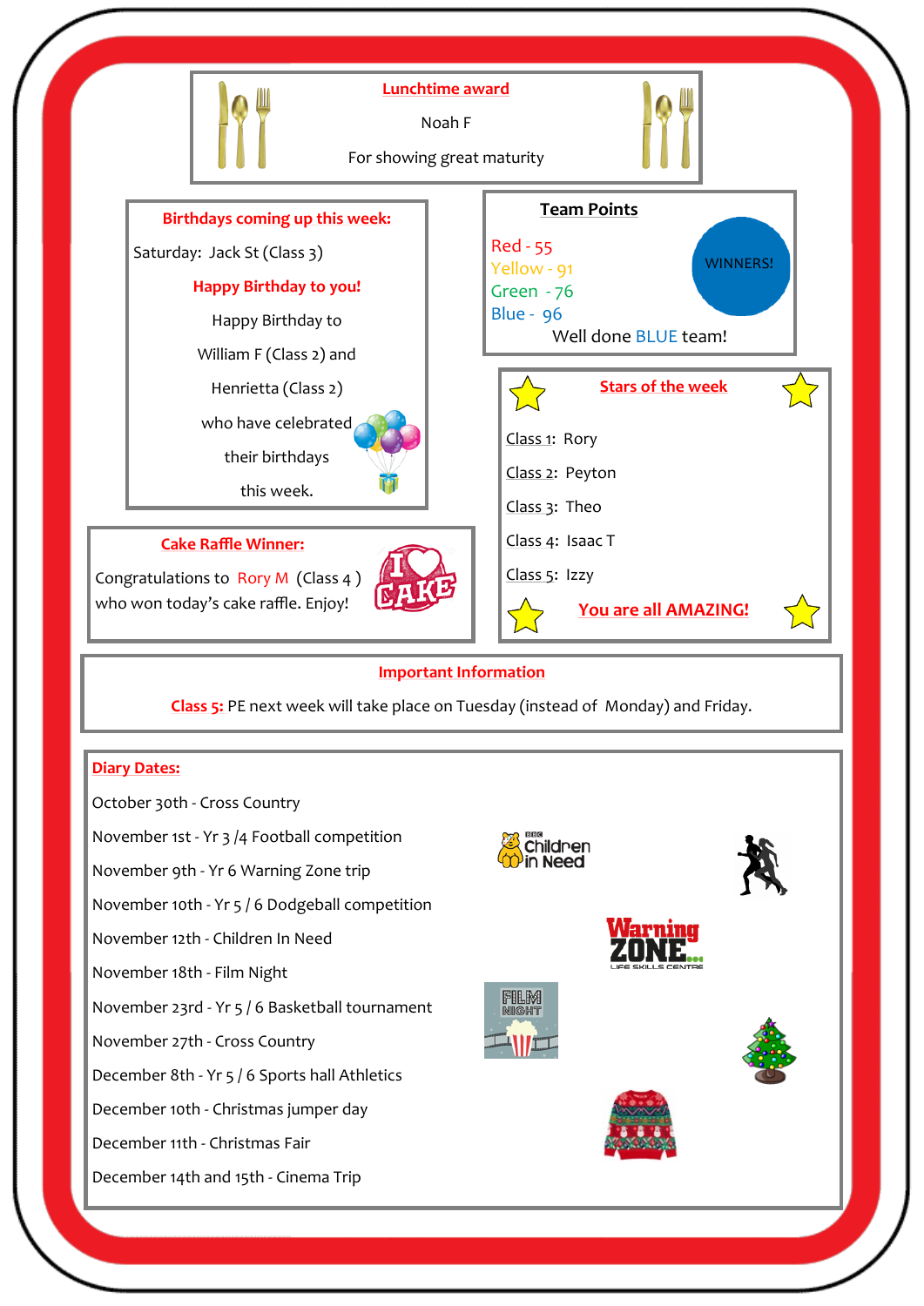## Lunchtime award

Noah F

For showing great maturity

## Birthdays coming up this week:

Saturday: Jack St (Class 3)

**Happy Birthday to you!**

Happy Birthday to William F (Class 2) and Henrietta (Class 2) who have celebrated their birthdays this week.

## Team Points

Red - 55
Yellow - 91
Green - 76
Blue - 96

WINNERS!

Well done BLUE team!

## Stars of the week

Class 1: Rory

Class 2: Peyton

Class 3: Theo

Class 4: Isaac T

Class 5: Izzy

**You are all AMAZING!**

## Cake Raffle Winner:

Congratulations to Rory M (Class 4) who won today's cake raffle. Enjoy!

## Important Information

**Class 5:** PE next week will take place on Tuesday (instead of Monday) and Friday.

## Diary Dates:

October 30th - Cross Country

November 1st - Yr 3 /4 Football competition

November 9th - Yr 6 Warning Zone trip

November 10th - Yr 5 / 6 Dodgeball competition

November 12th - Children In Need

November 18th - Film Night

November 23rd - Yr 5 / 6 Basketball tournament

November 27th - Cross Country

December 8th - Yr 5 / 6 Sports hall Athletics

December 10th - Christmas jumper day

December 11th - Christmas Fair

December 14th and 15th - Cinema Trip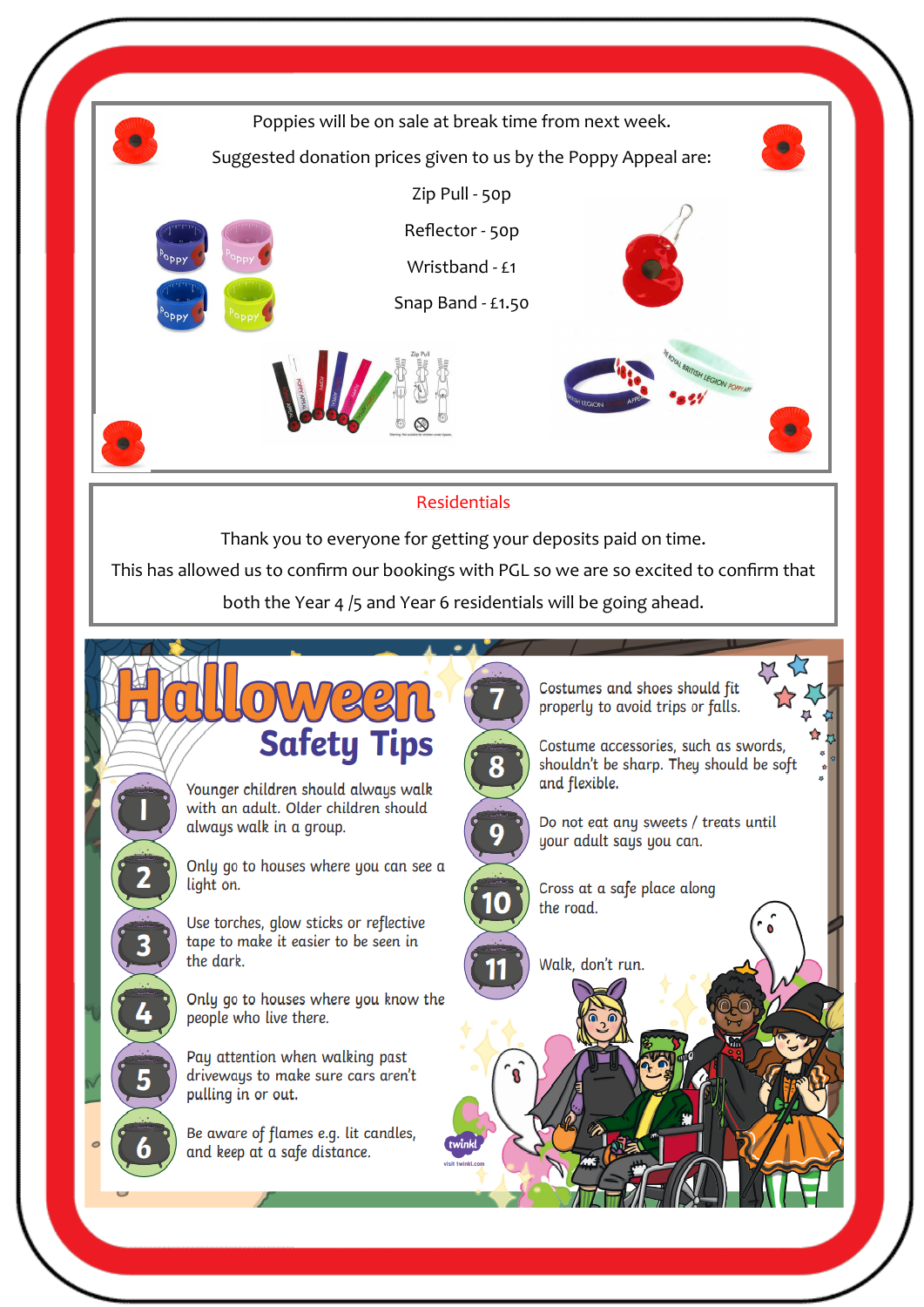Poppies will be on sale at break time from next week.

Suggested donation prices given to us by the Poppy Appeal are:

Zip Pull - 50p

Reflector - 50p

Wristband - £1

Snap Band - £1.50

## Residentials

Thank you to everyone for getting your deposits paid on time.

This has allowed us to confirm our bookings with PGL so we are so excited to confirm that both the Year 4 /5 and Year 6 residentials will be going ahead.

# Halloween Safety Tips

1. Younger children should always walk with an adult. Older children should always walk in a group.
2. Only go to houses where you can see a light on.
3. Use torches, glow sticks or reflective tape to make it easier to be seen in the dark.
4. Only go to houses where you know the people who live there.
5. Pay attention when walking past driveways to make sure cars aren't pulling in or out.
6. Be aware of flames e.g. lit candles, and keep at a safe distance.
7. Costumes and shoes should fit properly to avoid trips or falls.
8. Costume accessories, such as swords, shouldn't be sharp. They should be soft and flexible.
9. Do not eat any sweets / treats until your adult says you can.
10. Cross at a safe place along the road.
11. Walk, don't run.